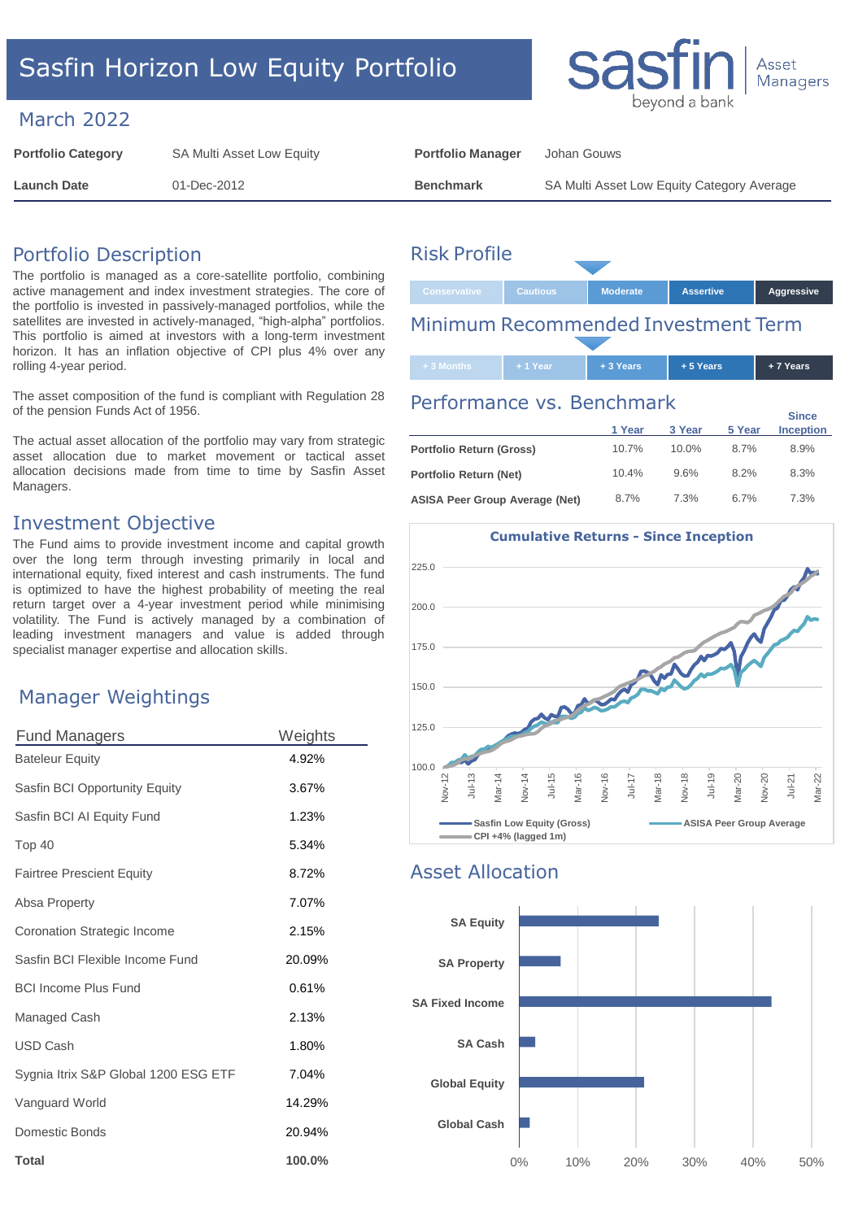# Sasfin Horizon Low Equity Portfolio

sasfin beyond a bank | Asset Managers

## March 2022

| | | | |
|---|---|---|---|
| **Portfolio Category** | SA Multi Asset Low Equity | **Portfolio Manager** | Johan Gouws |
| **Launch Date** | 01-Dec-2012 | **Benchmark** | SA Multi Asset Low Equity Category Average |

## Portfolio Description

The portfolio is managed as a core-satellite portfolio, combining active management and index investment strategies. The core of the portfolio is invested in passively-managed portfolios, while the satellites are invested in actively-managed, "high-alpha" portfolios. This portfolio is aimed at investors with a long-term investment horizon. It has an inflation objective of CPI plus 4% over any rolling 4-year period.

The asset composition of the fund is compliant with Regulation 28 of the pension Funds Act of 1956.

The actual asset allocation of the portfolio may vary from strategic asset allocation due to market movement or tactical asset allocation decisions made from time to time by Sasfin Asset Managers.

## Investment Objective

The Fund aims to provide investment income and capital growth over the long term through investing primarily in local and international equity, fixed interest and cash instruments. The fund is optimized to have the highest probability of meeting the real return target over a 4-year investment period while minimising volatility. The Fund is actively managed by a combination of leading investment managers and value is added through specialist manager expertise and allocation skills.

## Manager Weightings

| Fund Managers | Weights |
|---|---|
| Bateleur Equity | 4.92% |
| Sasfin BCI Opportunity Equity | 3.67% |
| Sasfin BCI AI Equity Fund | 1.23% |
| Top 40 | 5.34% |
| Fairtree Prescient Equity | 8.72% |
| Absa Property | 7.07% |
| Coronation Strategic Income | 2.15% |
| Sasfin BCI Flexible Income Fund | 20.09% |
| BCI Income Plus Fund | 0.61% |
| Managed Cash | 2.13% |
| USD Cash | 1.80% |
| Sygnia Itrix S&P Global 1200 ESG ETF | 7.04% |
| Vanguard World | 14.29% |
| Domestic Bonds | 20.94% |
| **Total** | **100.0%** |

## Risk Profile

Conservative | Cautious | **Moderate** | Assertive | Aggressive

(Indicator: Moderate)

## Minimum Recommended Investment Term

+ 3 Months | + 1 Year | **+ 3 Years** | + 5 Years | + 7 Years

(Indicator: + 3 Years)

## Performance vs. Benchmark

| | 1 Year | 3 Year | 5 Year | Since Inception |
|---|---|---|---|---|
| **Portfolio Return (Gross)** | 10.7% | 10.0% | 8.7% | 8.9% |
| **Portfolio Return (Net)** | 10.4% | 9.6% | 8.2% | 8.3% |
| **ASISA Peer Group Average (Net)** | 8.7% | 7.3% | 6.7% | 7.3% |

**Cumulative Returns - Since Inception**

Legend: Sasfin Low Equity (Gross); ASISA Peer Group Average; CPI +4% (lagged 1m)

## Asset Allocation

Categories: SA Equity, SA Property, SA Fixed Income, SA Cash, Global Equity, Global Cash (axis 0%–50%)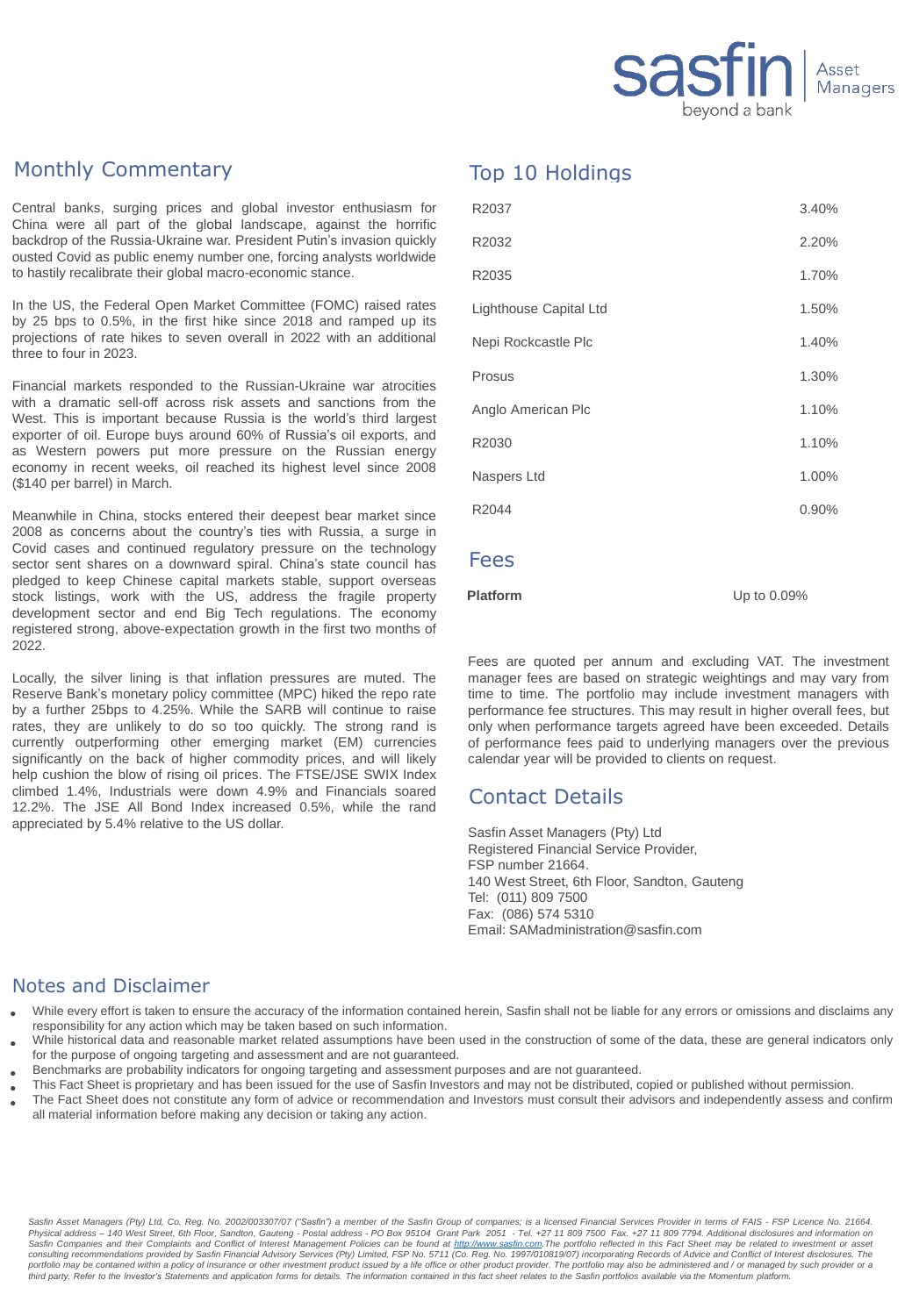## Monthly Commentary

Central banks, surging prices and global investor enthusiasm for China were all part of the global landscape, against the horrific backdrop of the Russia-Ukraine war. President Putin's invasion quickly ousted Covid as public enemy number one, forcing analysts worldwide to hastily recalibrate their global macro-economic stance.

In the US, the Federal Open Market Committee (FOMC) raised rates by 25 bps to 0.5%, in the first hike since 2018 and ramped up its projections of rate hikes to seven overall in 2022 with an additional three to four in 2023.

Financial markets responded to the Russian-Ukraine war atrocities with a dramatic sell-off across risk assets and sanctions from the West. This is important because Russia is the world's third largest exporter of oil. Europe buys around 60% of Russia's oil exports, and as Western powers put more pressure on the Russian energy economy in recent weeks, oil reached its highest level since 2008 ($140 per barrel) in March.

Meanwhile in China, stocks entered their deepest bear market since 2008 as concerns about the country's ties with Russia, a surge in Covid cases and continued regulatory pressure on the technology sector sent shares on a downward spiral. China's state council has pledged to keep Chinese capital markets stable, support overseas stock listings, work with the US, address the fragile property development sector and end Big Tech regulations. The economy registered strong, above-expectation growth in the first two months of 2022.

Locally, the silver lining is that inflation pressures are muted. The Reserve Bank's monetary policy committee (MPC) hiked the repo rate by a further 25bps to 4.25%. While the SARB will continue to raise rates, they are unlikely to do so too quickly. The strong rand is currently outperforming other emerging market (EM) currencies significantly on the back of higher commodity prices, and will likely help cushion the blow of rising oil prices. The FTSE/JSE SWIX Index climbed 1.4%, Industrials were down 4.9% and Financials soared 12.2%. The JSE All Bond Index increased 0.5%, while the rand appreciated by 5.4% relative to the US dollar.

## Top 10 Holdings

| | |
|---|---|
| R2037 | 3.40% |
| R2032 | 2.20% |
| R2035 | 1.70% |
| Lighthouse Capital Ltd | 1.50% |
| Nepi Rockcastle Plc | 1.40% |
| Prosus | 1.30% |
| Anglo American Plc | 1.10% |
| R2030 | 1.10% |
| Naspers Ltd | 1.00% |
| R2044 | 0.90% |

## Fees

| | |
|---|---|
| **Platform** | Up to 0.09% |

Fees are quoted per annum and excluding VAT. The investment manager fees are based on strategic weightings and may vary from time to time. The portfolio may include investment managers with performance fee structures. This may result in higher overall fees, but only when performance targets agreed have been exceeded. Details of performance fees paid to underlying managers over the previous calendar year will be provided to clients on request.

## Contact Details

Sasfin Asset Managers (Pty) Ltd
Registered Financial Service Provider,
FSP number 21664.
140 West Street, 6th Floor, Sandton, Gauteng
Tel: (011) 809 7500
Fax: (086) 574 5310
Email: SAMadministration@sasfin.com

## Notes and Disclaimer

- While every effort is taken to ensure the accuracy of the information contained herein, Sasfin shall not be liable for any errors or omissions and disclaims any responsibility for any action which may be taken based on such information.
- While historical data and reasonable market related assumptions have been used in the construction of some of the data, these are general indicators only for the purpose of ongoing targeting and assessment and are not guaranteed.
- Benchmarks are probability indicators for ongoing targeting and assessment purposes and are not guaranteed.
- This Fact Sheet is proprietary and has been issued for the use of Sasfin Investors and may not be distributed, copied or published without permission.
- The Fact Sheet does not constitute any form of advice or recommendation and Investors must consult their advisors and independently assess and confirm all material information before making any decision or taking any action.

*Sasfin Asset Managers (Pty) Ltd, Co. Reg. No. 2002/003307/07 ("Sasfin") a member of the Sasfin Group of companies; is a licensed Financial Services Provider in terms of FAIS - FSP Licence No. 21664. Physical address – 140 West Street, 6th Floor, Sandton, Gauteng - Postal address - PO Box 95104 Grant Park 2051 - Tel. +27 11 809 7500 Fax. +27 11 809 7794. Additional disclosures and information on Sasfin Companies and their Complaints and Conflict of Interest Management Policies can be found at http://www.sasfin.com.The portfolio reflected in this Fact Sheet may be related to investment or asset consulting recommendations provided by Sasfin Financial Advisory Services (Pty) Limited, FSP No. 5711 (Co. Reg. No. 1997/010819/07) incorporating Records of Advice and Conflict of Interest disclosures. The portfolio may be contained within a policy of insurance or other investment product issued by a life office or other product provider. The portfolio may also be administered and / or managed by such provider or a third party. Refer to the Investor's Statements and application forms for details. The information contained in this fact sheet relates to the Sasfin portfolios available via the Momentum platform.*